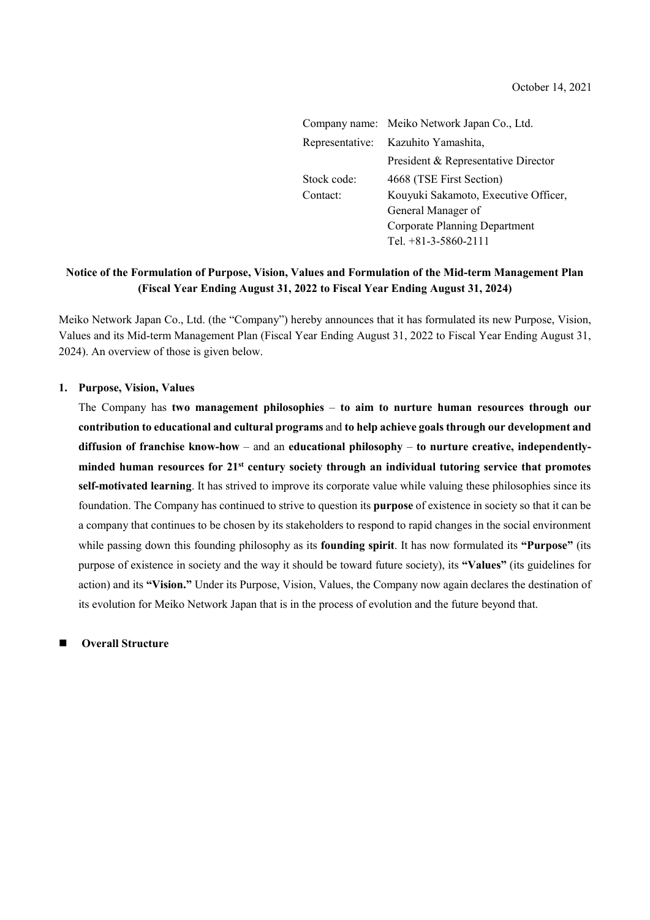October 14, 2021

| | |
|---|---|
| Company name: | Meiko Network Japan Co., Ltd. |
| Representative: | Kazuhito Yamashita, President & Representative Director |
| Stock code: | 4668 (TSE First Section) |
| Contact: | Kouyuki Sakamoto, Executive Officer, General Manager of Corporate Planning Department Tel. +81-3-5860-2111 |

**Notice of the Formulation of Purpose, Vision, Values and Formulation of the Mid-term Management Plan (Fiscal Year Ending August 31, 2022 to Fiscal Year Ending August 31, 2024)**

Meiko Network Japan Co., Ltd. (the "Company") hereby announces that it has formulated its new Purpose, Vision, Values and its Mid-term Management Plan (Fiscal Year Ending August 31, 2022 to Fiscal Year Ending August 31, 2024). An overview of those is given below.

## 1. Purpose, Vision, Values

The Company has **two management philosophies** – **to aim to nurture human resources through our contribution to educational and cultural programs** and **to help achieve goals through our development and diffusion of franchise know-how** – and an **educational philosophy** – **to nurture creative, independently-minded human resources for 21st century society through an individual tutoring service that promotes self-motivated learning**. It has strived to improve its corporate value while valuing these philosophies since its foundation. The Company has continued to strive to question its **purpose** of existence in society so that it can be a company that continues to be chosen by its stakeholders to respond to rapid changes in the social environment while passing down this founding philosophy as its **founding spirit**. It has now formulated its **"Purpose"** (its purpose of existence in society and the way it should be toward future society), its **"Values"** (its guidelines for action) and its **"Vision."** Under its Purpose, Vision, Values, the Company now again declares the destination of its evolution for Meiko Network Japan that is in the process of evolution and the future beyond that.

- **Overall Structure**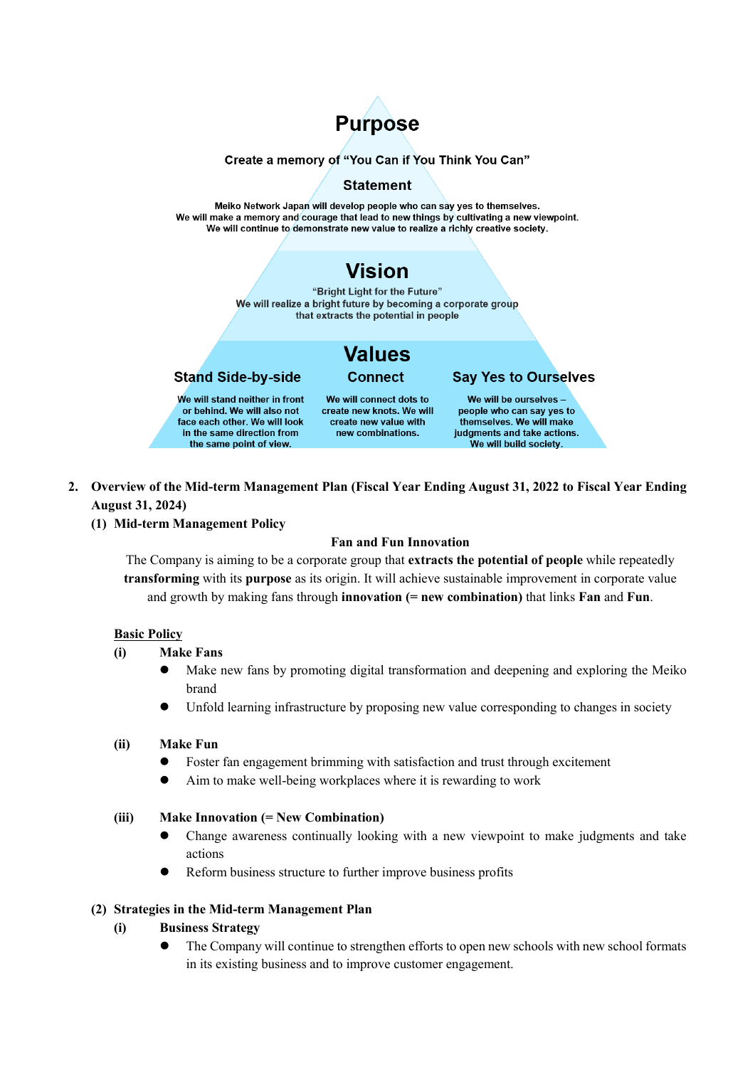## Purpose

**Create a memory of "You Can if You Think You Can"**

### Statement

Meiko Network Japan will develop people who can say yes to themselves.
We will make a memory and courage that lead to new things by cultivating a new viewpoint.
We will continue to demonstrate new value to realize a richly creative society.

## Vision

"Bright Light for the Future"
We will realize a bright future by becoming a corporate group that extracts the potential in people

## Values

**Stand Side-by-side**

We will stand neither in front or behind. We will also not face each other. We will look in the same direction from the same point of view.

**Connect**

We will connect dots to create new knots. We will create new value with new combinations.

**Say Yes to Ourselves**

We will be ourselves – people who can say yes to themselves. We will make judgments and take actions. We will build society.

## 2. Overview of the Mid-term Management Plan (Fiscal Year Ending August 31, 2022 to Fiscal Year Ending August 31, 2024)

### (1) Mid-term Management Policy

**Fan and Fun Innovation**

The Company is aiming to be a corporate group that **extracts the potential of people** while repeatedly **transforming** with its **purpose** as its origin. It will achieve sustainable improvement in corporate value and growth by making fans through **innovation (= new combination)** that links **Fan** and **Fun**.

**Basic Policy**

**(i) Make Fans**

- Make new fans by promoting digital transformation and deepening and exploring the Meiko brand
- Unfold learning infrastructure by proposing new value corresponding to changes in society

**(ii) Make Fun**

- Foster fan engagement brimming with satisfaction and trust through excitement
- Aim to make well-being workplaces where it is rewarding to work

**(iii) Make Innovation (= New Combination)**

- Change awareness continually looking with a new viewpoint to make judgments and take actions
- Reform business structure to further improve business profits

### (2) Strategies in the Mid-term Management Plan

**(i) Business Strategy**

- The Company will continue to strengthen efforts to open new schools with new school formats in its existing business and to improve customer engagement.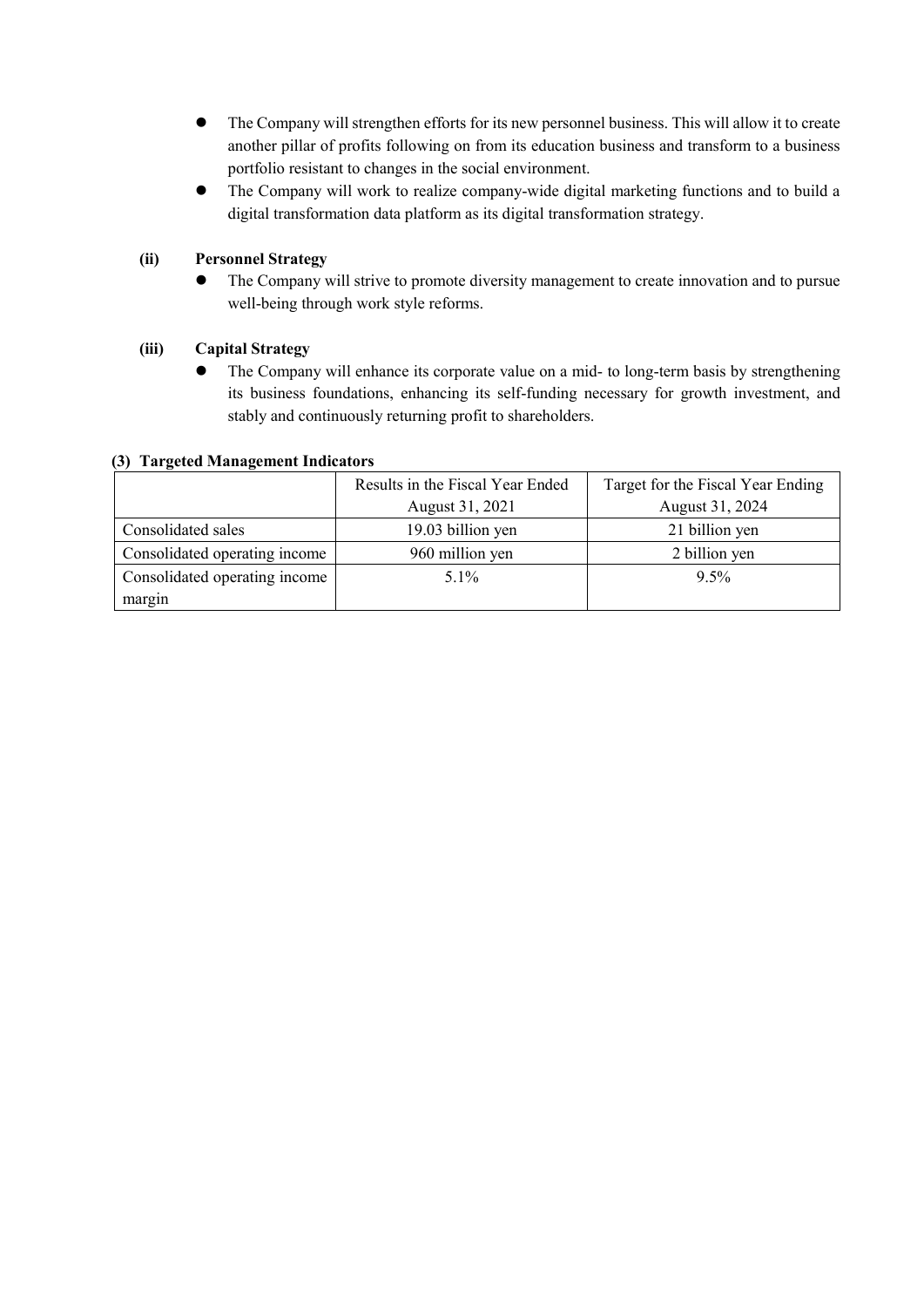- The Company will strengthen efforts for its new personnel business. This will allow it to create another pillar of profits following on from its education business and transform to a business portfolio resistant to changes in the social environment.
- The Company will work to realize company-wide digital marketing functions and to build a digital transformation data platform as its digital transformation strategy.

**(ii) Personnel Strategy**

- The Company will strive to promote diversity management to create innovation and to pursue well-being through work style reforms.

**(iii) Capital Strategy**

- The Company will enhance its corporate value on a mid- to long-term basis by strengthening its business foundations, enhancing its self-funding necessary for growth investment, and stably and continuously returning profit to shareholders.

**(3) Targeted Management Indicators**

| | Results in the Fiscal Year Ended August 31, 2021 | Target for the Fiscal Year Ending August 31, 2024 |
|---|---|---|
| Consolidated sales | 19.03 billion yen | 21 billion yen |
| Consolidated operating income | 960 million yen | 2 billion yen |
| Consolidated operating income margin | 5.1% | 9.5% |